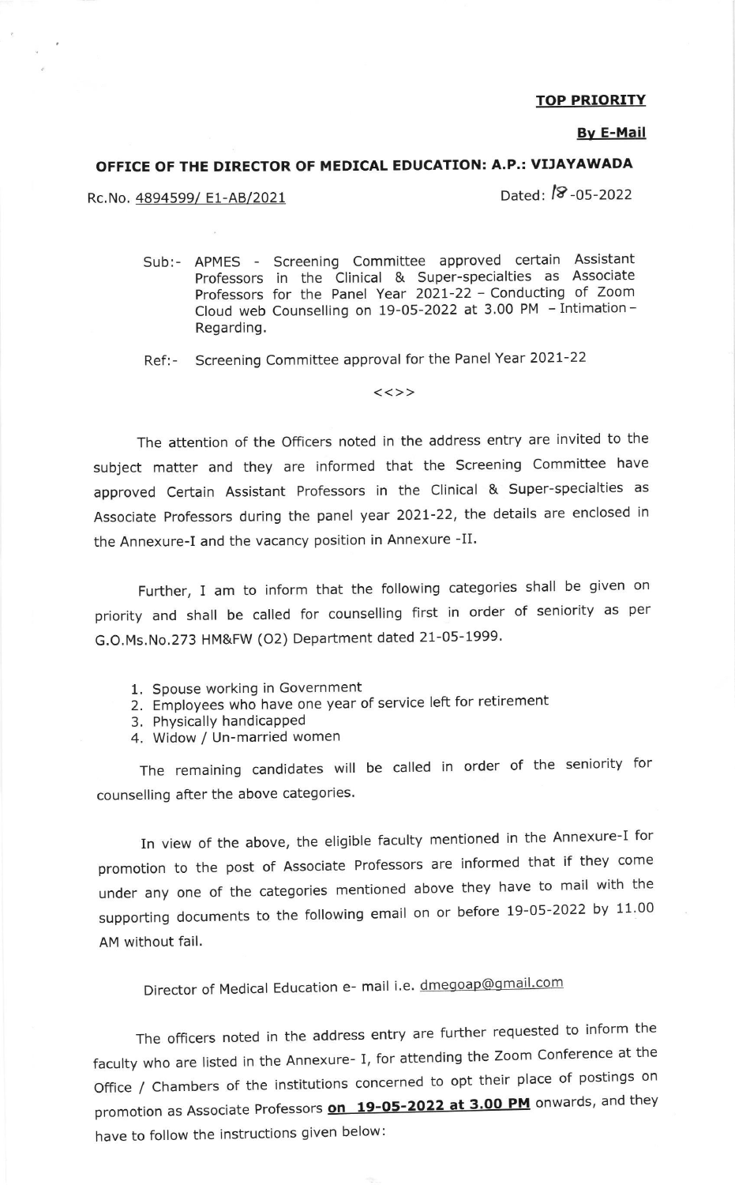**TOP PRIORITY**

**By E-Mail**

**OFFICE OF THE DIRECTOR OF MEDICAL EDUCATION: A.P.: VIJAYAWADA**

Rc.No. 4894599/ E1-AB/2021 Dated: 18-05-2022

Sub:- APMES - Screening Committee approved certain Assistant Professors in the Clinical & Super-specialties as Associate Professors for the Panel Year 2021-22 – Conducting of Zoom Cloud web Counselling on 19-05-2022 at 3.00 PM – Intimation – Regarding.

Ref:- Screening Committee approval for the Panel Year 2021-22

<<>>

The attention of the Officers noted in the address entry are invited to the subject matter and they are informed that the Screening Committee have approved Certain Assistant Professors in the Clinical & Super-specialties as Associate Professors during the panel year 2021-22, the details are enclosed in the Annexure-I and the vacancy position in Annexure -II.

Further, I am to inform that the following categories shall be given on priority and shall be called for counselling first in order of seniority as per G.O.Ms.No.273 HM&FW (O2) Department dated 21-05-1999.

1. Spouse working in Government
2. Employees who have one year of service left for retirement
3. Physically handicapped
4. Widow / Un-married women

The remaining candidates will be called in order of the seniority for counselling after the above categories.

In view of the above, the eligible faculty mentioned in the Annexure-I for promotion to the post of Associate Professors are informed that if they come under any one of the categories mentioned above they have to mail with the supporting documents to the following email on or before 19-05-2022 by 11.00 AM without fail.

Director of Medical Education e- mail i.e. dmegoap@gmail.com

The officers noted in the address entry are further requested to inform the faculty who are listed in the Annexure- I, for attending the Zoom Conference at the Office / Chambers of the institutions concerned to opt their place of postings on promotion as Associate Professors **on 19-05-2022 at 3.00 PM** onwards, and they have to follow the instructions given below: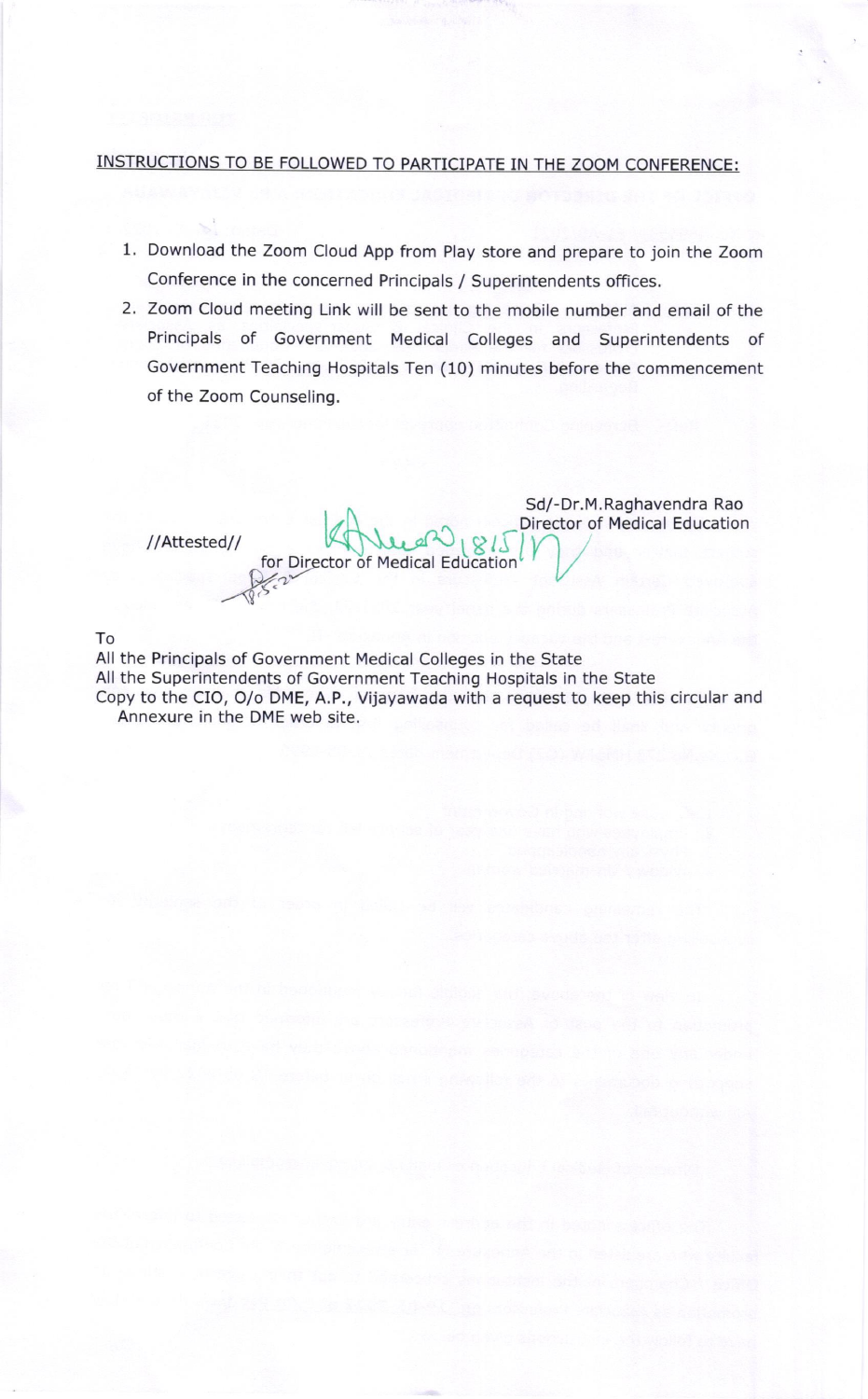INSTRUCTIONS TO BE FOLLOWED TO PARTICIPATE IN THE ZOOM CONFERENCE:

1. Download the Zoom Cloud App from Play store and prepare to join the Zoom Conference in the concerned Principals / Superintendents offices.
2. Zoom Cloud meeting Link will be sent to the mobile number and email of the Principals of Government Medical Colleges and Superintendents of Government Teaching Hospitals Ten (10) minutes before the commencement of the Zoom Counseling.

Sd/-Dr.M.Raghavendra Rao
Director of Medical Education

//Attested//

for Director of Medical Education

To
All the Principals of Government Medical Colleges in the State
All the Superintendents of Government Teaching Hospitals in the State
Copy to the CIO, O/o DME, A.P., Vijayawada with a request to keep this circular and Annexure in the DME web site.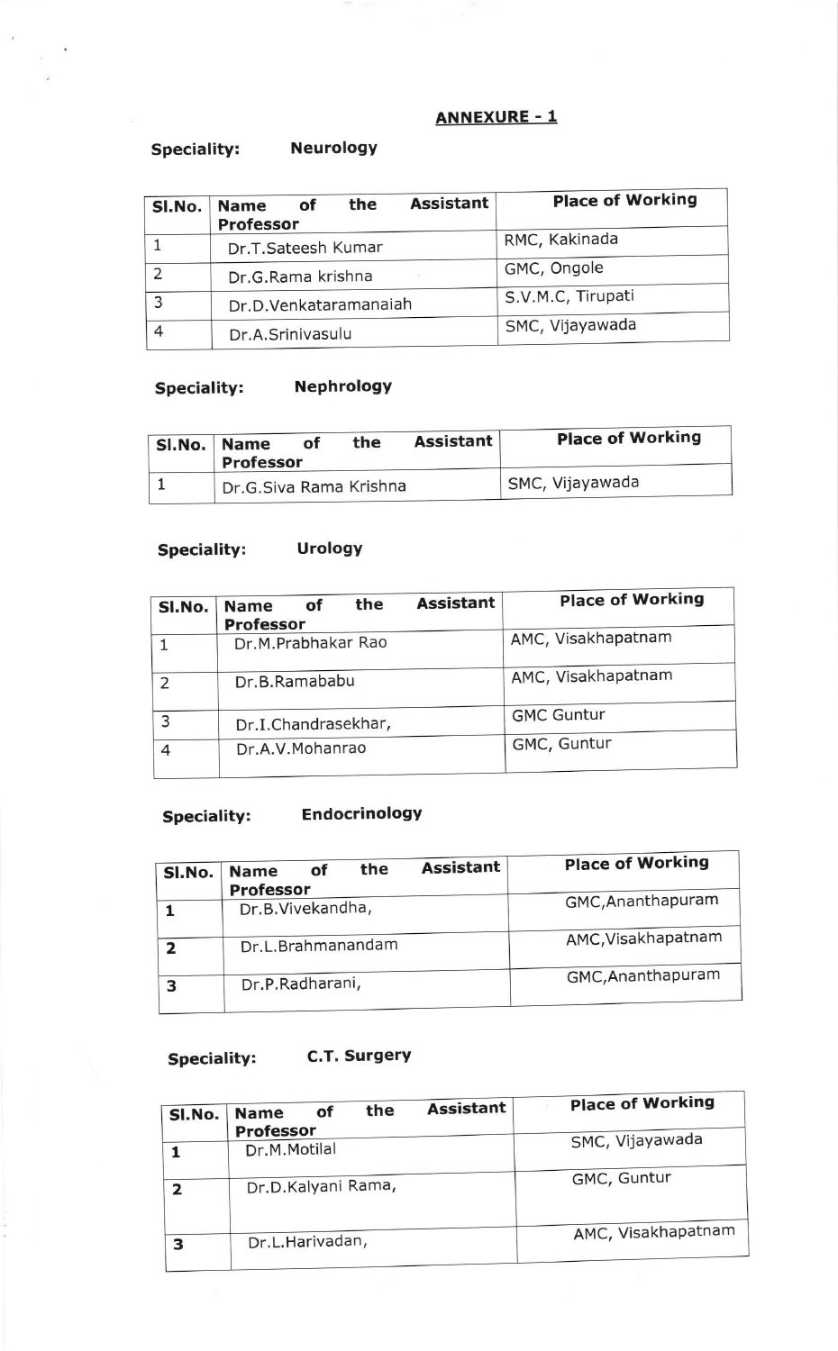## ANNEXURE - 1

**Speciality: Neurology**

| Sl.No. | Name of the Assistant Professor | Place of Working |
|---|---|---|
| 1 | Dr.T.Sateesh Kumar | RMC, Kakinada |
| 2 | Dr.G.Rama krishna | GMC, Ongole |
| 3 | Dr.D.Venkataramanaiah | S.V.M.C, Tirupati |
| 4 | Dr.A.Srinivasulu | SMC, Vijayawada |

**Speciality: Nephrology**

| Sl.No. | Name of the Assistant Professor | Place of Working |
|---|---|---|
| 1 | Dr.G.Siva Rama Krishna | SMC, Vijayawada |

**Speciality: Urology**

| Sl.No. | Name of the Assistant Professor | Place of Working |
|---|---|---|
| 1 | Dr.M.Prabhakar Rao | AMC, Visakhapatnam |
| 2 | Dr.B.Ramababu | AMC, Visakhapatnam |
| 3 | Dr.I.Chandrasekhar, | GMC Guntur |
| 4 | Dr.A.V.Mohanrao | GMC, Guntur |

**Speciality: Endocrinology**

| Sl.No. | Name of the Assistant Professor | Place of Working |
|---|---|---|
| 1 | Dr.B.Vivekandha, | GMC,Ananthapuram |
| 2 | Dr.L.Brahmanandam | AMC,Visakhapatnam |
| 3 | Dr.P.Radharani, | GMC,Ananthapuram |

**Speciality: C.T. Surgery**

| Sl.No. | Name of the Assistant Professor | Place of Working |
|---|---|---|
| 1 | Dr.M.Motilal | SMC, Vijayawada |
| 2 | Dr.D.Kalyani Rama, | GMC, Guntur |
| 3 | Dr.L.Harivadan, | AMC, Visakhapatnam |